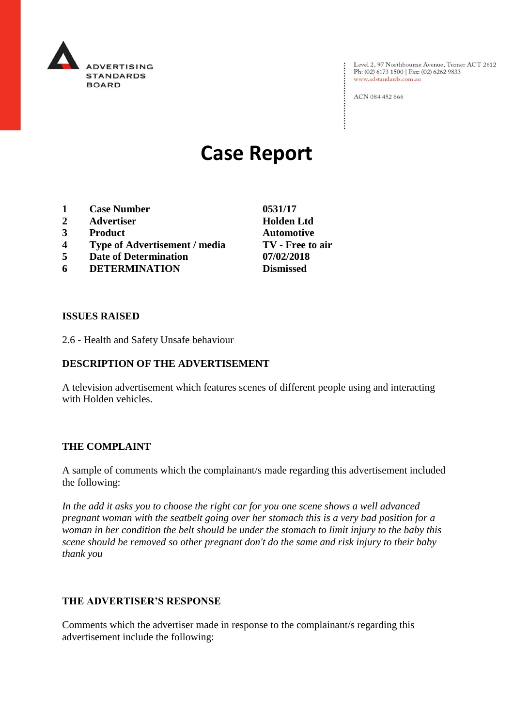ADVERTISING STANDARDS BOARD

Level 2, 97 Northbourne Avenue, Turner ACT 2612
Ph: (02) 6173 1500 | Fax: (02) 6262 9833
www.adstandards.com.au

ACN 084 452 666

# Case Report

| | | |
|---|---|---|
| **1** | **Case Number** | **0531/17** |
| **2** | **Advertiser** | **Holden Ltd** |
| **3** | **Product** | **Automotive** |
| **4** | **Type of Advertisement / media** | **TV - Free to air** |
| **5** | **Date of Determination** | **07/02/2018** |
| **6** | **DETERMINATION** | **Dismissed** |

**ISSUES RAISED**

2.6 - Health and Safety Unsafe behaviour

**DESCRIPTION OF THE ADVERTISEMENT**

A television advertisement which features scenes of different people using and interacting with Holden vehicles.

**THE COMPLAINT**

A sample of comments which the complainant/s made regarding this advertisement included the following:

*In the add it asks you to choose the right car for you one scene shows a well advanced pregnant woman with the seatbelt going over her stomach this is a very bad position for a woman in her condition the belt should be under the stomach to limit injury to the baby this scene should be removed so other pregnant don't do the same and risk injury to their baby thank you*

**THE ADVERTISER'S RESPONSE**

Comments which the advertiser made in response to the complainant/s regarding this advertisement include the following: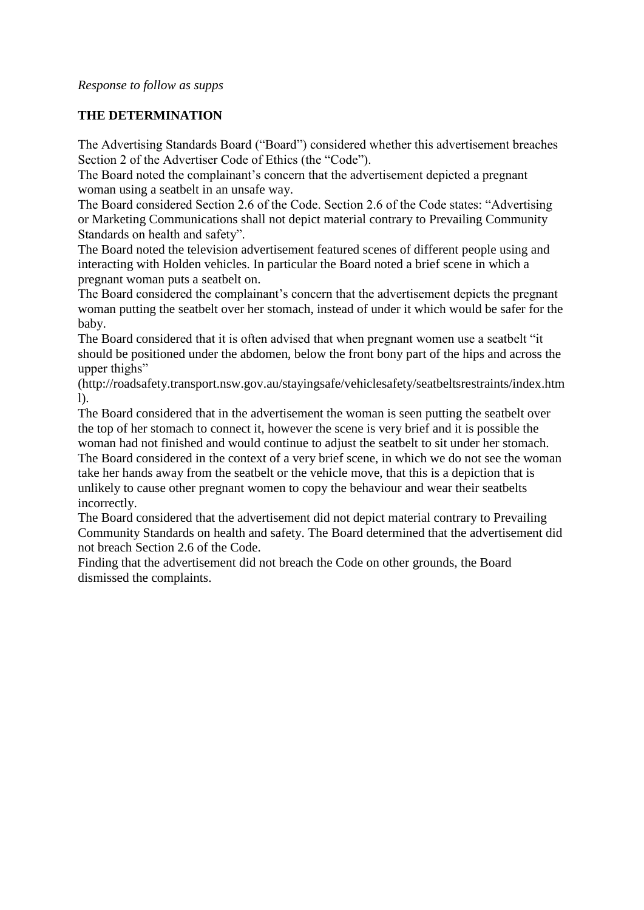*Response to follow as supps*

**THE DETERMINATION**

The Advertising Standards Board ("Board") considered whether this advertisement breaches Section 2 of the Advertiser Code of Ethics (the "Code").

The Board noted the complainant's concern that the advertisement depicted a pregnant woman using a seatbelt in an unsafe way.

The Board considered Section 2.6 of the Code. Section 2.6 of the Code states: "Advertising or Marketing Communications shall not depict material contrary to Prevailing Community Standards on health and safety".

The Board noted the television advertisement featured scenes of different people using and interacting with Holden vehicles. In particular the Board noted a brief scene in which a pregnant woman puts a seatbelt on.

The Board considered the complainant's concern that the advertisement depicts the pregnant woman putting the seatbelt over her stomach, instead of under it which would be safer for the baby.

The Board considered that it is often advised that when pregnant women use a seatbelt "it should be positioned under the abdomen, below the front bony part of the hips and across the upper thighs" (http://roadsafety.transport.nsw.gov.au/stayingsafe/vehiclesafety/seatbeltsrestraints/index.html).

The Board considered that in the advertisement the woman is seen putting the seatbelt over the top of her stomach to connect it, however the scene is very brief and it is possible the woman had not finished and would continue to adjust the seatbelt to sit under her stomach.

The Board considered in the context of a very brief scene, in which we do not see the woman take her hands away from the seatbelt or the vehicle move, that this is a depiction that is unlikely to cause other pregnant women to copy the behaviour and wear their seatbelts incorrectly.

The Board considered that the advertisement did not depict material contrary to Prevailing Community Standards on health and safety. The Board determined that the advertisement did not breach Section 2.6 of the Code.

Finding that the advertisement did not breach the Code on other grounds, the Board dismissed the complaints.